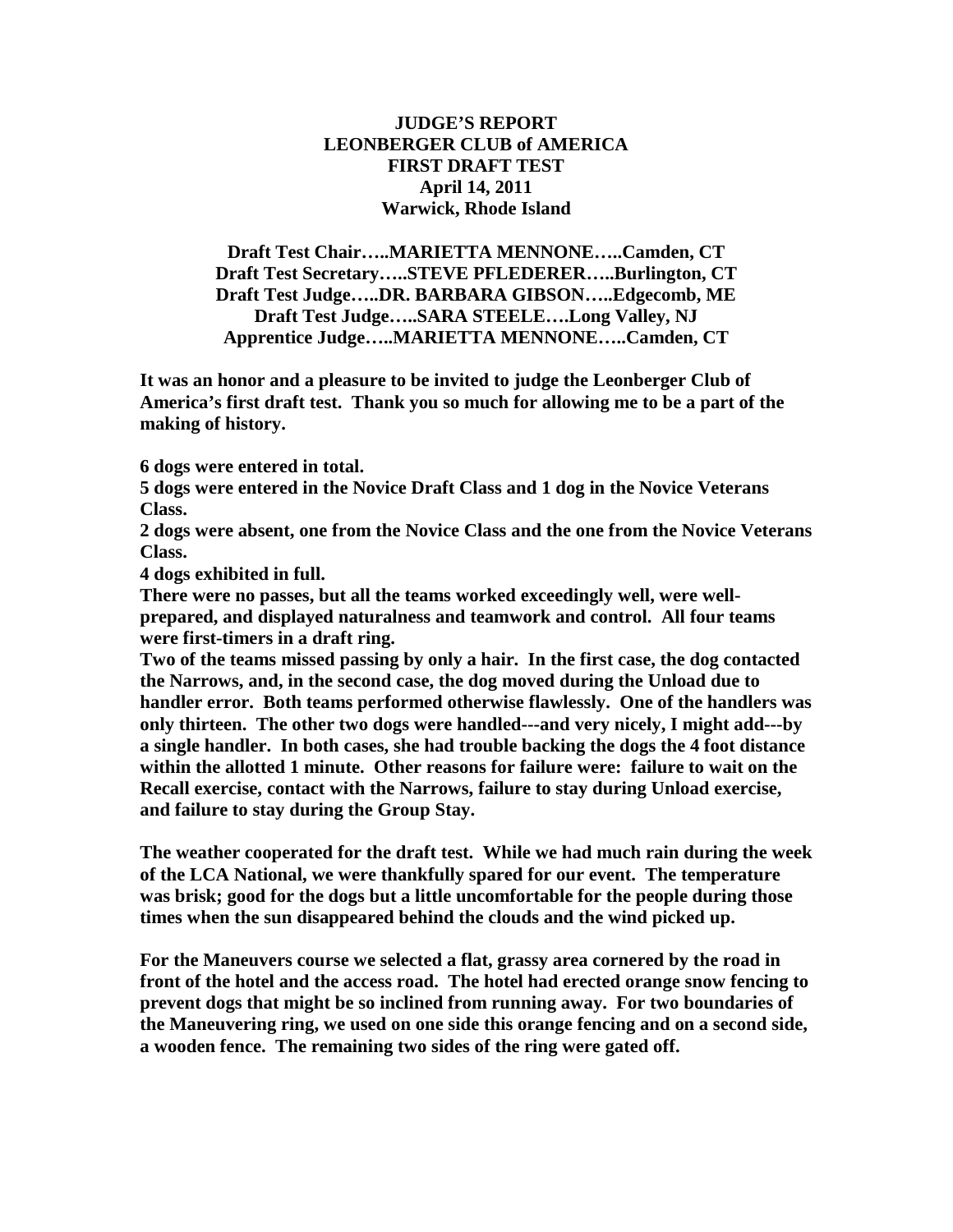# JUDGE'S REPORT
# LEONBERGER CLUB of AMERICA
# FIRST DRAFT TEST
## April 14, 2011
## Warwick, Rhode Island

**Draft Test Chair…..MARIETTA MENNONE…..Camden, CT**
**Draft Test Secretary…..STEVE PFLEDERER…..Burlington, CT**
**Draft Test Judge…..DR. BARBARA GIBSON…..Edgecomb, ME**
**Draft Test Judge…..SARA STEELE….Long Valley, NJ**
**Apprentice Judge…..MARIETTA MENNONE…..Camden, CT**

**It was an honor and a pleasure to be invited to judge the Leonberger Club of America's first draft test. Thank you so much for allowing me to be a part of the making of history.**

**6 dogs were entered in total.**
**5 dogs were entered in the Novice Draft Class and 1 dog in the Novice Veterans Class.**
**2 dogs were absent, one from the Novice Class and the one from the Novice Veterans Class.**
**4 dogs exhibited in full.**
**There were no passes, but all the teams worked exceedingly well, were well-prepared, and displayed naturalness and teamwork and control. All four teams were first-timers in a draft ring.**
**Two of the teams missed passing by only a hair. In the first case, the dog contacted the Narrows, and, in the second case, the dog moved during the Unload due to handler error. Both teams performed otherwise flawlessly. One of the handlers was only thirteen. The other two dogs were handled---and very nicely, I might add---by a single handler. In both cases, she had trouble backing the dogs the 4 foot distance within the allotted 1 minute. Other reasons for failure were: failure to wait on the Recall exercise, contact with the Narrows, failure to stay during Unload exercise, and failure to stay during the Group Stay.**

**The weather cooperated for the draft test. While we had much rain during the week of the LCA National, we were thankfully spared for our event. The temperature was brisk; good for the dogs but a little uncomfortable for the people during those times when the sun disappeared behind the clouds and the wind picked up.**

**For the Maneuvers course we selected a flat, grassy area cornered by the road in front of the hotel and the access road. The hotel had erected orange snow fencing to prevent dogs that might be so inclined from running away. For two boundaries of the Maneuvering ring, we used on one side this orange fencing and on a second side, a wooden fence. The remaining two sides of the ring were gated off.**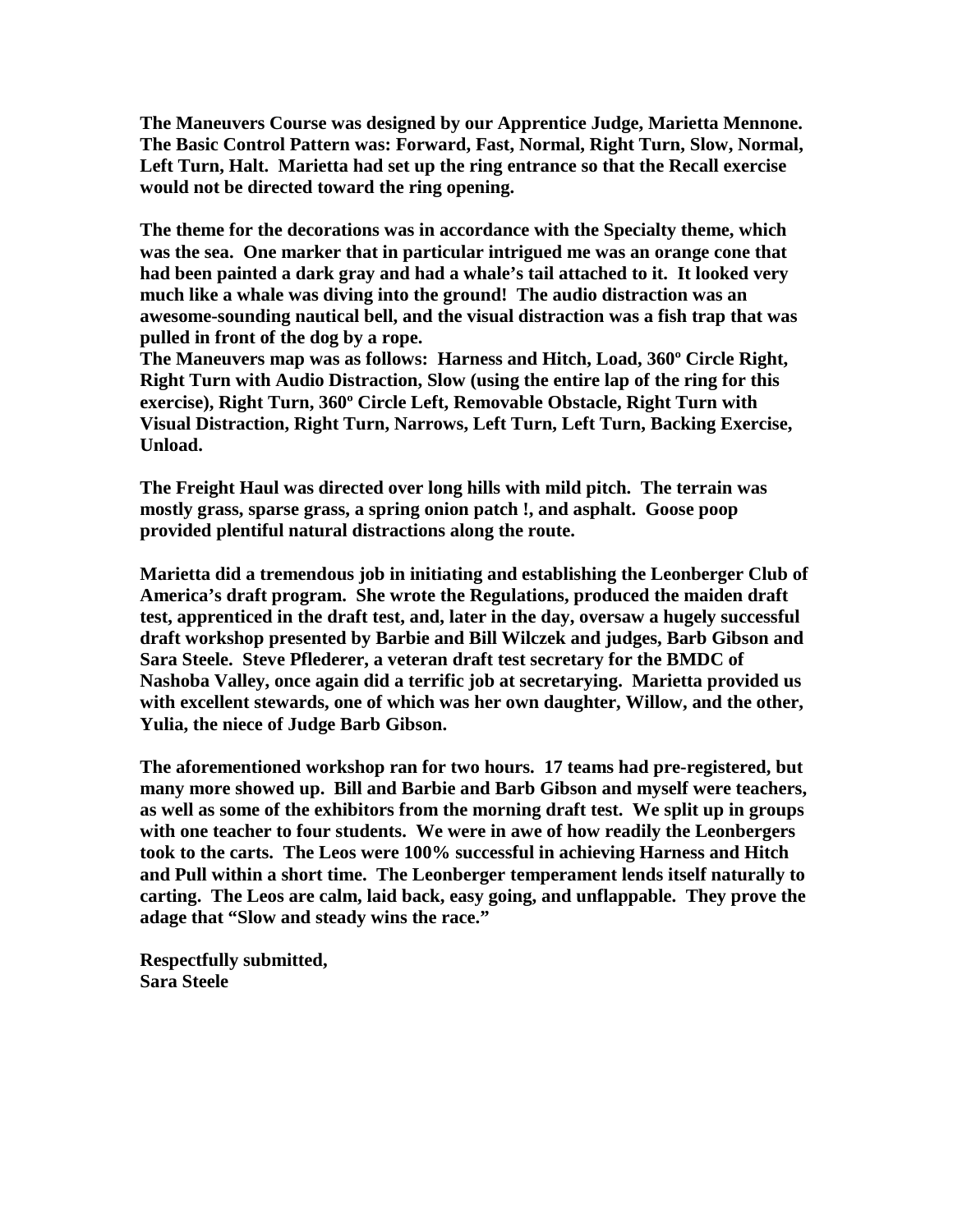**The Maneuvers Course was designed by our Apprentice Judge, Marietta Mennone. The Basic Control Pattern was: Forward, Fast, Normal, Right Turn, Slow, Normal, Left Turn, Halt. Marietta had set up the ring entrance so that the Recall exercise would not be directed toward the ring opening.**

**The theme for the decorations was in accordance with the Specialty theme, which was the sea. One marker that in particular intrigued me was an orange cone that had been painted a dark gray and had a whale's tail attached to it. It looked very much like a whale was diving into the ground! The audio distraction was an awesome-sounding nautical bell, and the visual distraction was a fish trap that was pulled in front of the dog by a rope.**
**The Maneuvers map was as follows: Harness and Hitch, Load, 360º Circle Right, Right Turn with Audio Distraction, Slow (using the entire lap of the ring for this exercise), Right Turn, 360º Circle Left, Removable Obstacle, Right Turn with Visual Distraction, Right Turn, Narrows, Left Turn, Left Turn, Backing Exercise, Unload.**

**The Freight Haul was directed over long hills with mild pitch. The terrain was mostly grass, sparse grass, a spring onion patch !, and asphalt. Goose poop provided plentiful natural distractions along the route.**

**Marietta did a tremendous job in initiating and establishing the Leonberger Club of America's draft program. She wrote the Regulations, produced the maiden draft test, apprenticed in the draft test, and, later in the day, oversaw a hugely successful draft workshop presented by Barbie and Bill Wilczek and judges, Barb Gibson and Sara Steele. Steve Pflederer, a veteran draft test secretary for the BMDC of Nashoba Valley, once again did a terrific job at secretarying. Marietta provided us with excellent stewards, one of which was her own daughter, Willow, and the other, Yulia, the niece of Judge Barb Gibson.**

**The aforementioned workshop ran for two hours. 17 teams had pre-registered, but many more showed up. Bill and Barbie and Barb Gibson and myself were teachers, as well as some of the exhibitors from the morning draft test. We split up in groups with one teacher to four students. We were in awe of how readily the Leonbergers took to the carts. The Leos were 100% successful in achieving Harness and Hitch and Pull within a short time. The Leonberger temperament lends itself naturally to carting. The Leos are calm, laid back, easy going, and unflappable. They prove the adage that "Slow and steady wins the race."**

**Respectfully submitted,**
**Sara Steele**